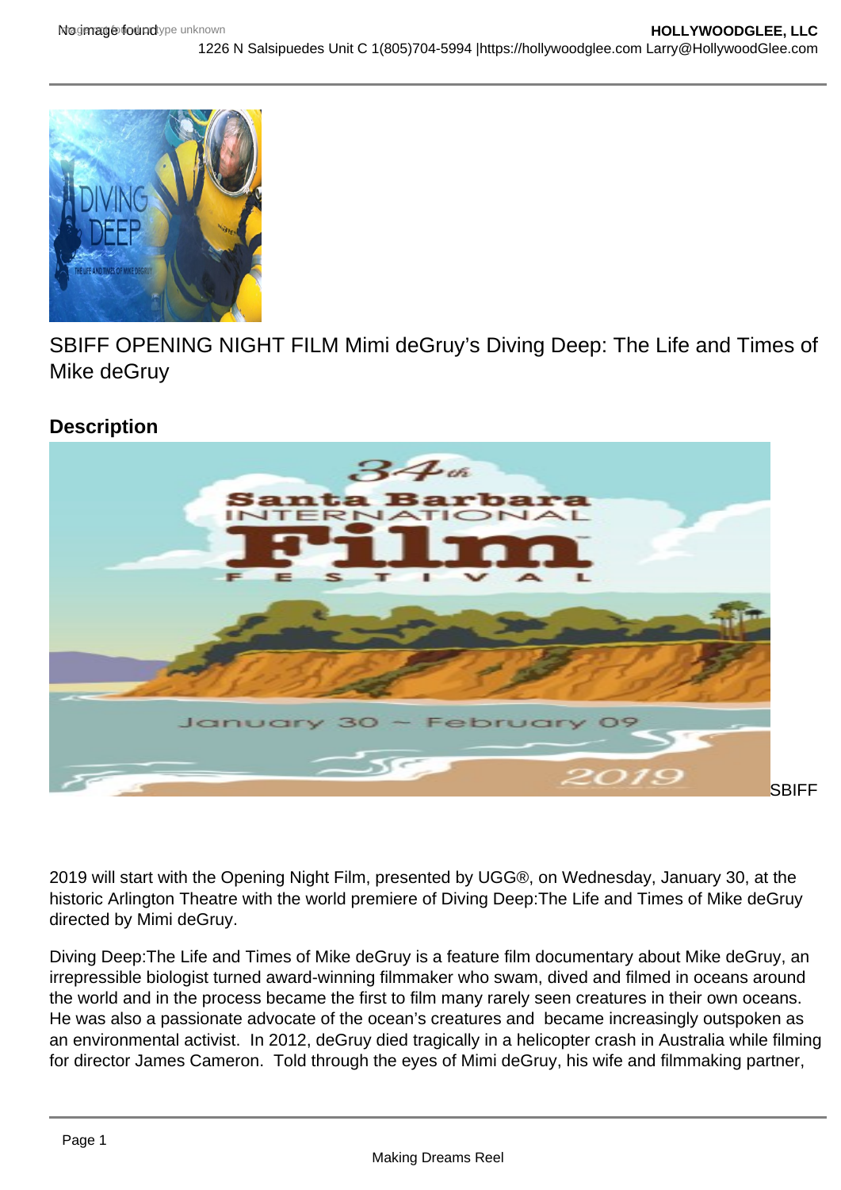SBIFF OPENING NIGHT FILM Mimi deGruy's Diving Deep: The Life and Times of Mike deGruy

## Description

SBIFF

2019 will start with the Opening Night Film, presented by UGG®, on Wednesday, January 30, at the historic Arlington Theatre with the world premiere of Diving Deep:The Life and Times of Mike deGruy directed by Mimi deGruy.

Diving Deep:The Life and Times of Mike deGruy is a feature film documentary about Mike deGruy, an irrepressible biologist turned award-winning filmmaker who swam, dived and filmed in oceans around the world and in the process became the first to film many rarely seen creatures in their own oceans. He was also a passionate advocate of the ocean's creatures and became increasingly outspoken as an environmental activist. In 2012, deGruy died tragically in a helicopter crash in Australia while filming for director James Cameron. Told through the eyes of Mimi deGruy, his wife and filmmaking partner,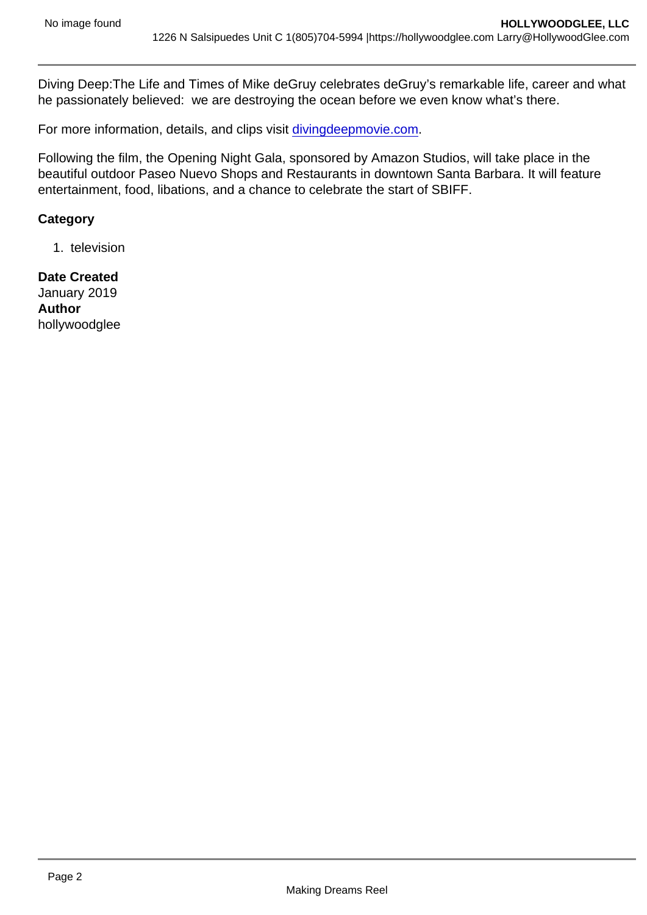Diving Deep:The Life and Times of Mike deGruy celebrates deGruy's remarkable life, career and what he passionately believed:  we are destroying the ocean before we even know what's there.

For more information, details, and clips visit [divingdeepmovie.com](divingdeepmovie.com).

Following the film, the Opening Night Gala, sponsored by Amazon Studios, will take place in the beautiful outdoor Paseo Nuevo Shops and Restaurants in downtown Santa Barbara. It will feature entertainment, food, libations, and a chance to celebrate the start of SBIFF.

**Category**

1. television

**Date Created**
January 2019
**Author**
hollywoodglee